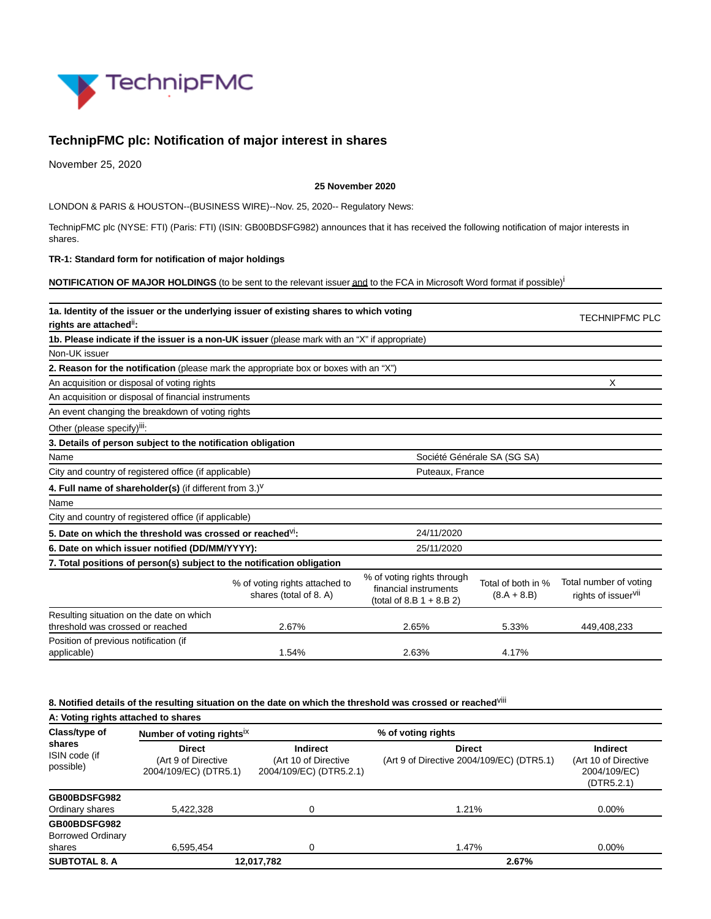# TechnipFMC plc: Notification of major interest in shares

November 25, 2020

**25 November 2020**

LONDON & PARIS & HOUSTON--(BUSINESS WIRE)--Nov. 25, 2020-- Regulatory News:

TechnipFMC plc (NYSE: FTI) (Paris: FTI) (ISIN: GB00BDSFG982) announces that it has received the following notification of major interests in shares.

**TR-1: Standard form for notification of major holdings**

**NOTIFICATION OF MAJOR HOLDINGS** (to be sent to the relevant issuer and to the FCA in Microsoft Word format if possible)[i]

| | | |
|---|---|---|
| **1a. Identity of the issuer or the underlying issuer of existing shares to which voting rights are attached**[ii]**:** | | TECHNIPFMC PLC |
| **1b. Please indicate if the issuer is a non-UK issuer** (please mark with an "X" if appropriate) | | |
| Non-UK issuer | | |
| **2. Reason for the notification** (please mark the appropriate box or boxes with an "X") | | |
| An acquisition or disposal of voting rights | | X |
| An acquisition or disposal of financial instruments | | |
| An event changing the breakdown of voting rights | | |
| Other (please specify)[iii]: | | |
| **3. Details of person subject to the notification obligation** | | |
| Name | Société Générale SA (SG SA) | |
| City and country of registered office (if applicable) | Puteaux, France | |
| **4. Full name of shareholder(s)** (if different from 3.)[v] | | |
| Name | | |
| City and country of registered office (if applicable) | | |
| **5. Date on which the threshold was crossed or reached**[vi]**:** | 24/11/2020 | |
| **6. Date on which issuer notified (DD/MM/YYYY):** | 25/11/2020 | |

**7. Total positions of person(s) subject to the notification obligation**

| | % of voting rights attached to shares (total of 8. A) | % of voting rights through financial instruments (total of 8.B 1 + 8.B 2) | Total of both in % (8.A + 8.B) | Total number of voting rights of issuer[vii] |
|---|---|---|---|---|
| Resulting situation on the date on which threshold was crossed or reached | 2.67% | 2.65% | 5.33% | 449,408,233 |
| Position of previous notification (if applicable) | 1.54% | 2.63% | 4.17% | |

**8. Notified details of the resulting situation on the date on which the threshold was crossed or reached**[viii]

**A: Voting rights attached to shares**

| **Class/type of shares** ISIN code (if possible) | **Number of voting rights**[ix] | | **% of voting rights** | |
|---|---|---|---|---|
| | **Direct** (Art 9 of Directive 2004/109/EC) (DTR5.1) | **Indirect** (Art 10 of Directive 2004/109/EC) (DTR5.2.1) | **Direct** (Art 9 of Directive 2004/109/EC) (DTR5.1) | **Indirect** (Art 10 of Directive 2004/109/EC) (DTR5.2.1) |
| **GB00BDSFG982** Ordinary shares | 5,422,328 | 0 | 1.21% | 0.00% |
| **GB00BDSFG982** Borrowed Ordinary shares | 6,595,454 | 0 | 1.47% | 0.00% |
| **SUBTOTAL 8. A** | **12,017,782** | | **2.67%** | |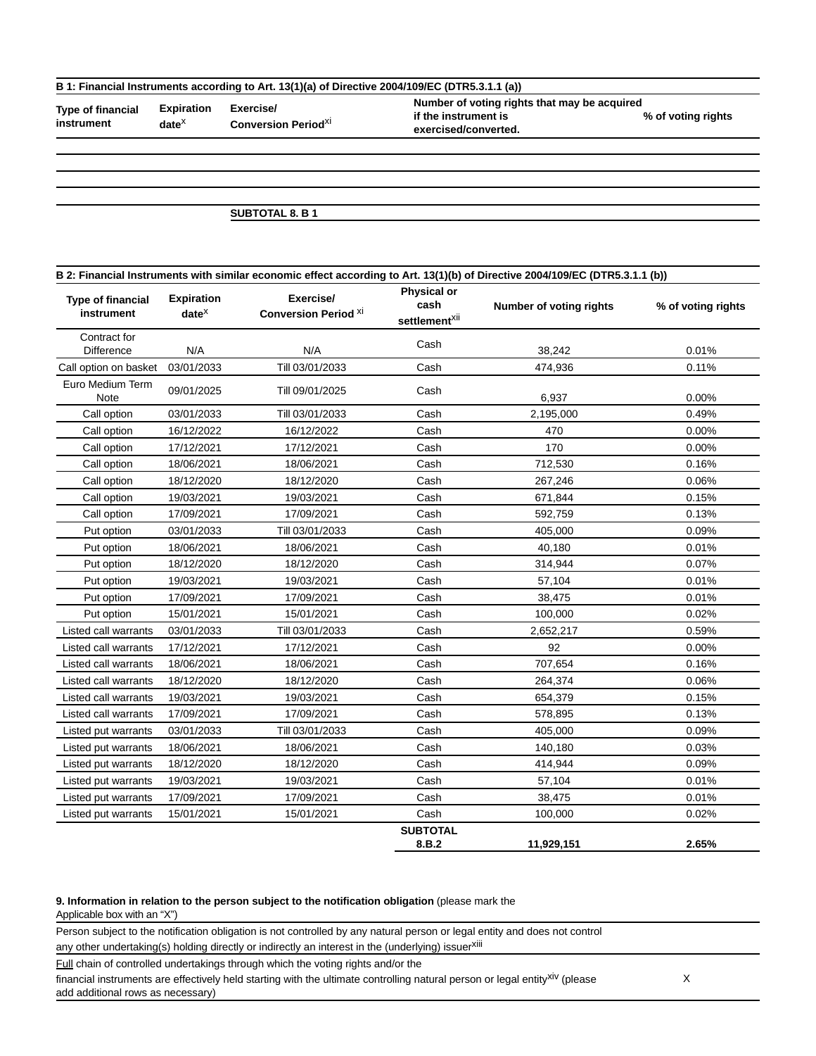**B 1: Financial Instruments according to Art. 13(1)(a) of Directive 2004/109/EC (DTR5.3.1.1 (a))**

| Type of financial instrument | Expiration date[x] | Exercise/ Conversion Period[xi] | Number of voting rights that may be acquired if the instrument is exercised/converted. | % of voting rights |
|---|---|---|---|---|
| | | | | |
| | | | | |
| | | | | |
| | | SUBTOTAL 8. B 1 | | |

**B 2: Financial Instruments with similar economic effect according to Art. 13(1)(b) of Directive 2004/109/EC (DTR5.3.1.1 (b))**

| Type of financial instrument | Expiration date[x] | Exercise/ Conversion Period [xi] | Physical or cash settlement[xii] | Number of voting rights | % of voting rights |
|---|---|---|---|---|---|
| Contract for Difference | N/A | N/A | Cash | 38,242 | 0.01% |
| Call option on basket | 03/01/2033 | Till 03/01/2033 | Cash | 474,936 | 0.11% |
| Euro Medium Term Note | 09/01/2025 | Till 09/01/2025 | Cash | 6,937 | 0.00% |
| Call option | 03/01/2033 | Till 03/01/2033 | Cash | 2,195,000 | 0.49% |
| Call option | 16/12/2022 | 16/12/2022 | Cash | 470 | 0.00% |
| Call option | 17/12/2021 | 17/12/2021 | Cash | 170 | 0.00% |
| Call option | 18/06/2021 | 18/06/2021 | Cash | 712,530 | 0.16% |
| Call option | 18/12/2020 | 18/12/2020 | Cash | 267,246 | 0.06% |
| Call option | 19/03/2021 | 19/03/2021 | Cash | 671,844 | 0.15% |
| Call option | 17/09/2021 | 17/09/2021 | Cash | 592,759 | 0.13% |
| Put option | 03/01/2033 | Till 03/01/2033 | Cash | 405,000 | 0.09% |
| Put option | 18/06/2021 | 18/06/2021 | Cash | 40,180 | 0.01% |
| Put option | 18/12/2020 | 18/12/2020 | Cash | 314,944 | 0.07% |
| Put option | 19/03/2021 | 19/03/2021 | Cash | 57,104 | 0.01% |
| Put option | 17/09/2021 | 17/09/2021 | Cash | 38,475 | 0.01% |
| Put option | 15/01/2021 | 15/01/2021 | Cash | 100,000 | 0.02% |
| Listed call warrants | 03/01/2033 | Till 03/01/2033 | Cash | 2,652,217 | 0.59% |
| Listed call warrants | 17/12/2021 | 17/12/2021 | Cash | 92 | 0.00% |
| Listed call warrants | 18/06/2021 | 18/06/2021 | Cash | 707,654 | 0.16% |
| Listed call warrants | 18/12/2020 | 18/12/2020 | Cash | 264,374 | 0.06% |
| Listed call warrants | 19/03/2021 | 19/03/2021 | Cash | 654,379 | 0.15% |
| Listed call warrants | 17/09/2021 | 17/09/2021 | Cash | 578,895 | 0.13% |
| Listed put warrants | 03/01/2033 | Till 03/01/2033 | Cash | 405,000 | 0.09% |
| Listed put warrants | 18/06/2021 | 18/06/2021 | Cash | 140,180 | 0.03% |
| Listed put warrants | 18/12/2020 | 18/12/2020 | Cash | 414,944 | 0.09% |
| Listed put warrants | 19/03/2021 | 19/03/2021 | Cash | 57,104 | 0.01% |
| Listed put warrants | 17/09/2021 | 17/09/2021 | Cash | 38,475 | 0.01% |
| Listed put warrants | 15/01/2021 | 15/01/2021 | Cash | 100,000 | 0.02% |
| | | | **SUBTOTAL 8.B.2** | **11,929,151** | **2.65%** |

**9. Information in relation to the person subject to the notification obligation** (please mark the Applicable box with an "X")

| | |
|---|---|
| Person subject to the notification obligation is not controlled by any natural person or legal entity and does not control any other undertaking(s) holding directly or indirectly an interest in the (underlying) issuer[xiii] | |
| Full chain of controlled undertakings through which the voting rights and/or the financial instruments are effectively held starting with the ultimate controlling natural person or legal entity[xiv] (please add additional rows as necessary) | X |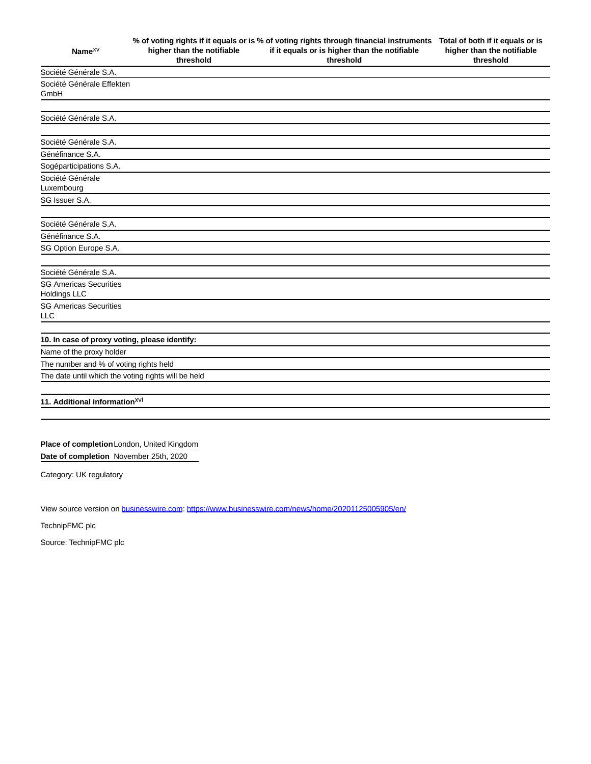| Name[xv] | % of voting rights if it equals or is higher than the notifiable threshold | % of voting rights through financial instruments if it equals or is higher than the notifiable threshold | Total of both if it equals or is higher than the notifiable threshold |
|---|---|---|---|
| Société Générale S.A. | | | |
| Société Générale Effekten GmbH | | | |
| | | | |
| Société Générale S.A. | | | |
| | | | |
| Société Générale S.A. | | | |
| Généfinance S.A. | | | |
| Sogéparticipations S.A. | | | |
| Société Générale Luxembourg | | | |
| SG Issuer S.A. | | | |
| | | | |
| Société Générale S.A. | | | |
| Généfinance S.A. | | | |
| SG Option Europe S.A. | | | |
| | | | |
| Société Générale S.A. | | | |
| SG Americas Securities Holdings LLC | | | |
| SG Americas Securities LLC | | | |

**10. In case of proxy voting, please identify:**

| | |
|---|---|
| Name of the proxy holder | |
| The number and % of voting rights held | |
| The date until which the voting rights will be held | |

**11. Additional information**[xvi]

| | |
|---|---|
| **Place of completion** | London, United Kingdom |
| **Date of completion** | November 25th, 2020 |

Category: UK regulatory

View source version on businesswire.com: https://www.businesswire.com/news/home/20201125005905/en/

TechnipFMC plc

Source: TechnipFMC plc